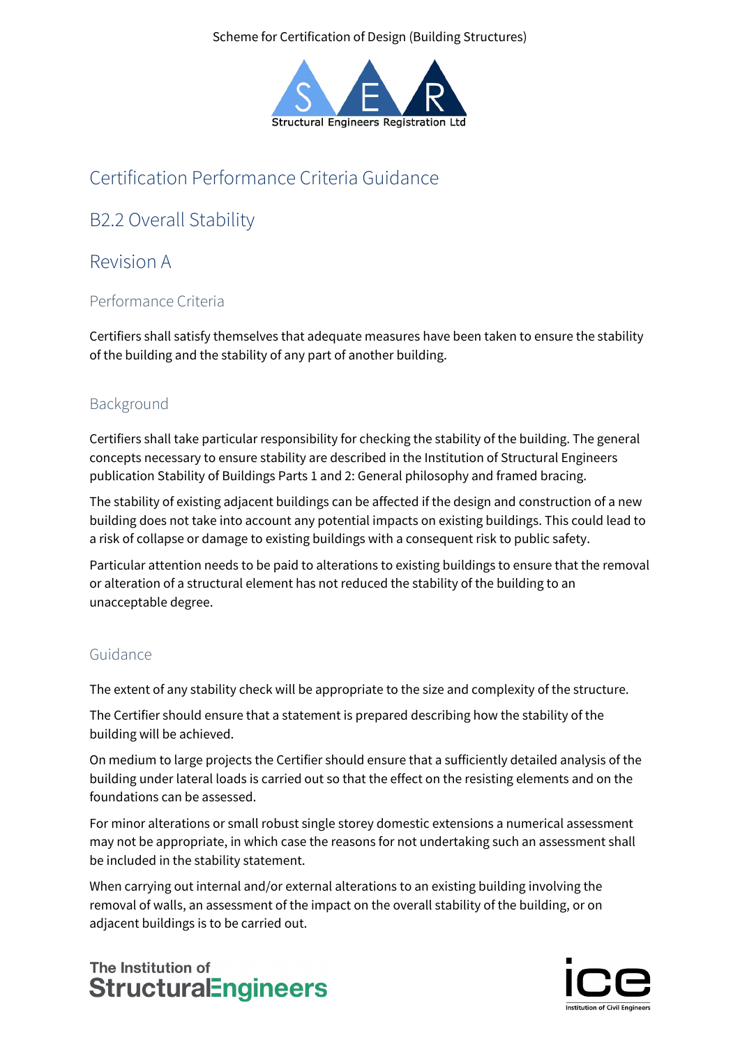Scheme for Certification of Design (Building Structures)

Structural Engineers Registration Ltd

# Certification Performance Criteria Guidance

# B2.2 Overall Stability

# Revision A

## Performance Criteria

Certifiers shall satisfy themselves that adequate measures have been taken to ensure the stability of the building and the stability of any part of another building.

## Background

Certifiers shall take particular responsibility for checking the stability of the building. The general concepts necessary to ensure stability are described in the Institution of Structural Engineers publication Stability of Buildings Parts 1 and 2: General philosophy and framed bracing.

The stability of existing adjacent buildings can be affected if the design and construction of a new building does not take into account any potential impacts on existing buildings. This could lead to a risk of collapse or damage to existing buildings with a consequent risk to public safety.

Particular attention needs to be paid to alterations to existing buildings to ensure that the removal or alteration of a structural element has not reduced the stability of the building to an unacceptable degree.

## Guidance

The extent of any stability check will be appropriate to the size and complexity of the structure.

The Certifier should ensure that a statement is prepared describing how the stability of the building will be achieved.

On medium to large projects the Certifier should ensure that a sufficiently detailed analysis of the building under lateral loads is carried out so that the effect on the resisting elements and on the foundations can be assessed.

For minor alterations or small robust single storey domestic extensions a numerical assessment may not be appropriate, in which case the reasons for not undertaking such an assessment shall be included in the stability statement.

When carrying out internal and/or external alterations to an existing building involving the removal of walls, an assessment of the impact on the overall stability of the building, or on adjacent buildings is to be carried out.

The Institution of Structural Engineers

ice Institution of Civil Engineers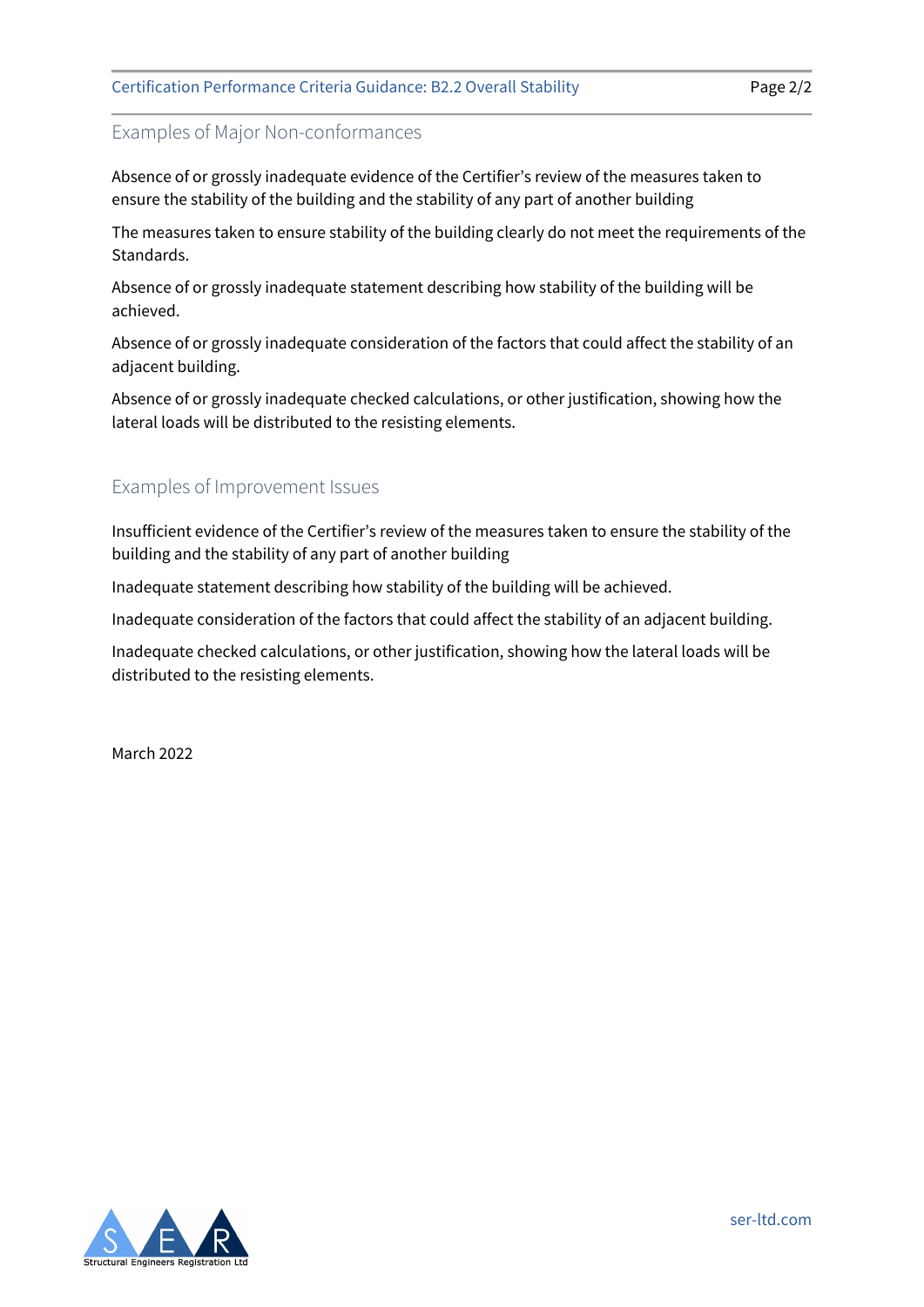## Examples of Major Non-conformances

Absence of or grossly inadequate evidence of the Certifier's review of the measures taken to ensure the stability of the building and the stability of any part of another building

The measures taken to ensure stability of the building clearly do not meet the requirements of the Standards.

Absence of or grossly inadequate statement describing how stability of the building will be achieved.

Absence of or grossly inadequate consideration of the factors that could affect the stability of an adjacent building.

Absence of or grossly inadequate checked calculations, or other justification, showing how the lateral loads will be distributed to the resisting elements.

## Examples of Improvement Issues

Insufficient evidence of the Certifier's review of the measures taken to ensure the stability of the building and the stability of any part of another building

Inadequate statement describing how stability of the building will be achieved.

Inadequate consideration of the factors that could affect the stability of an adjacent building.

Inadequate checked calculations, or other justification, showing how the lateral loads will be distributed to the resisting elements.

March 2022